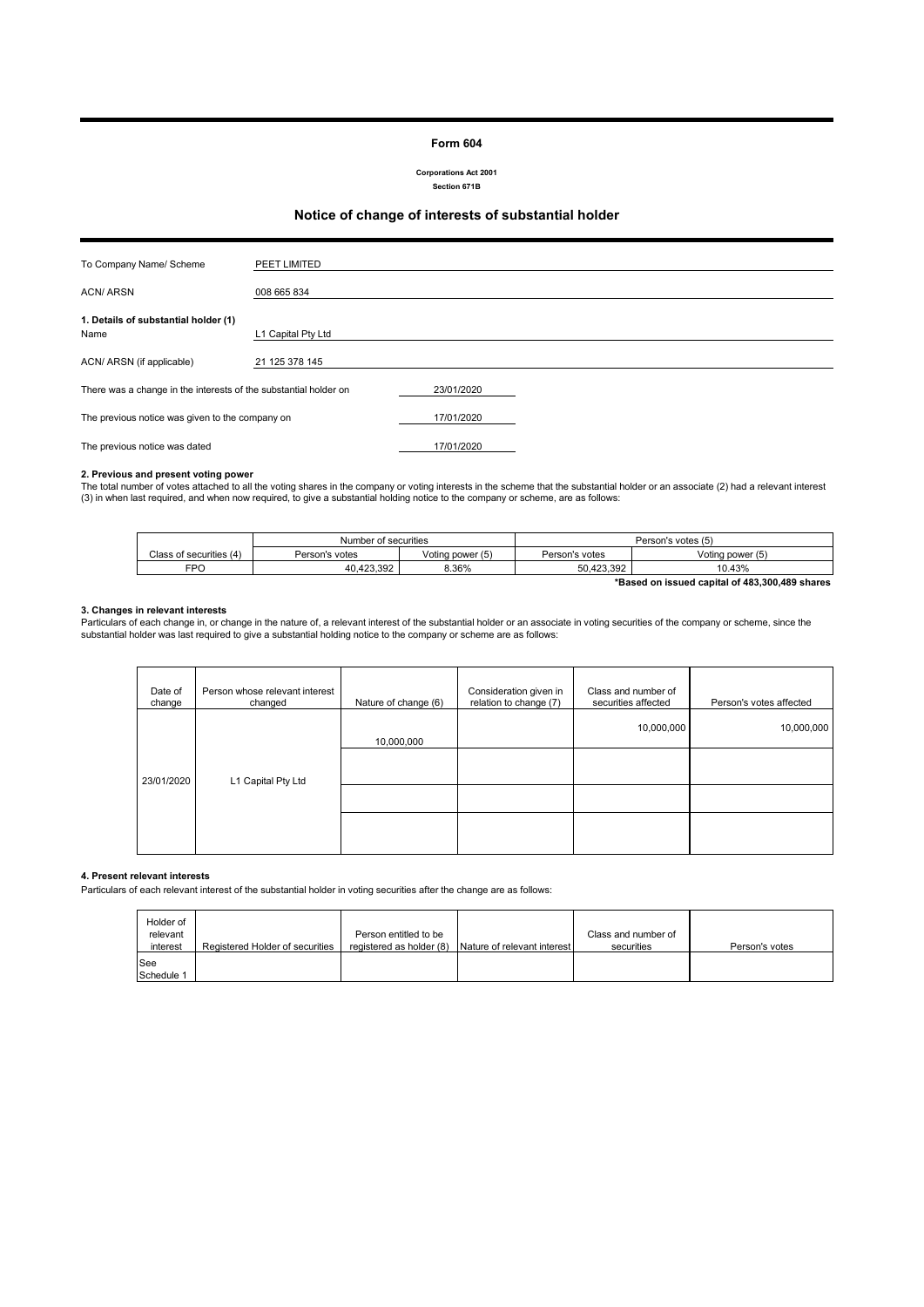# Form 604

**Corporations Act 2001**
**Section 671B**

## Notice of change of interests of substantial holder

| | |
|---|---|
| To Company Name/ Scheme | PEET LIMITED |
| ACN/ ARSN | 008 665 834 |

**1. Details of substantial holder (1)**

| | |
|---|---|
| Name | L1 Capital Pty Ltd |
| ACN/ ARSN (if applicable) | 21 125 378 145 |

| | |
|---|---|
| There was a change in the interests of the substantial holder on | 23/01/2020 |
| The previous notice was given to the company on | 17/01/2020 |
| The previous notice was dated | 17/01/2020 |

**2. Previous and present voting power**

The total number of votes attached to all the voting shares in the company or voting interests in the scheme that the substantial holder or an associate (2) had a relevant interest (3) in when last required, and when now required, to give a substantial holding notice to the company or scheme, are as follows:

| | Number of securities | | Person's votes (5) | |
|---|---|---|---|---|
| Class of securities (4) | Person's votes | Voting power (5) | Person's votes | Voting power (5) |
| FPO | 40,423,392 | 8.36% | 50,423,392 | 10.43% |

**\*Based on issued capital of 483,300,489 shares**

**3. Changes in relevant interests**

Particulars of each change in, or change in the nature of, a relevant interest of the substantial holder or an associate in voting securities of the company or scheme, since the substantial holder was last required to give a substantial holding notice to the company or scheme are as follows:

| Date of change | Person whose relevant interest changed | Nature of change (6) | Consideration given in relation to change (7) | Class and number of securities affected | Person's votes affected |
|---|---|---|---|---|---|
| 23/01/2020 | L1 Capital Pty Ltd | 10,000,000 | | 10,000,000 | 10,000,000 |
| | | | | | |
| | | | | | |
| | | | | | |

**4. Present relevant interests**

Particulars of each relevant interest of the substantial holder in voting securities after the change are as follows:

| Holder of relevant interest | Registered Holder of securities | Person entitled to be registered as holder (8) | Nature of relevant interest | Class and number of securities | Person's votes |
|---|---|---|---|---|---|
| See Schedule 1 | | | | | |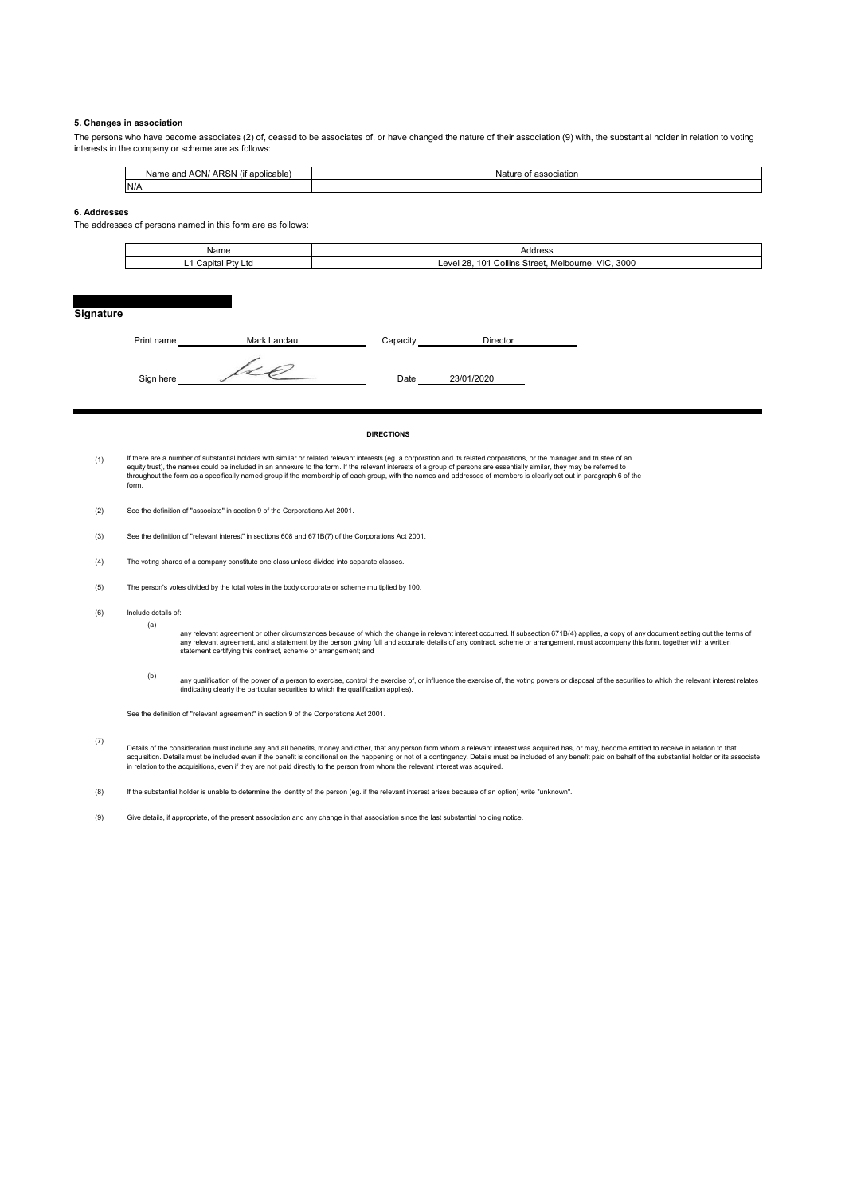### 5. Changes in association

The persons who have become associates (2) of, ceased to be associates of, or have changed the nature of their association (9) with, the substantial holder in relation to voting interests in the company or scheme are as follows:

| Name and ACN/ ARSN (if applicable) | Nature of association |
|---|---|
| N/A | |

### 6. Addresses

The addresses of persons named in this form are as follows:

| Name | Address |
|---|---|
| L1 Capital Pty Ltd | Level 28, 101 Collins Street, Melbourne, VIC, 3000 |

## Signature

| | | | |
|---|---|---|---|
| Print name | Mark Landau | Capacity | Director |
| Sign here | | Date | 23/01/2020 |

#### DIRECTIONS

(1) If there are a number of substantial holders with similar or related relevant interests (eg. a corporation and its related corporations, or the manager and trustee of an equity trust), the names could be included in an annexure to the form. If the relevant interests of a group of persons are essentially similar, they may be referred to throughout the form as a specifically named group if the membership of each group, with the names and addresses of members is clearly set out in paragraph 6 of the form.

(2) See the definition of "associate" in section 9 of the Corporations Act 2001.

(3) See the definition of "relevant interest" in sections 608 and 671B(7) of the Corporations Act 2001.

(4) The voting shares of a company constitute one class unless divided into separate classes.

(5) The person's votes divided by the total votes in the body corporate or scheme multiplied by 100.

(6) Include details of:

(a) any relevant agreement or other circumstances because of which the change in relevant interest occurred. If subsection 671B(4) applies, a copy of any document setting out the terms of any relevant agreement, and a statement by the person giving full and accurate details of any contract, scheme or arrangement, must accompany this form, together with a written statement certifying this contract, scheme or arrangement; and

(b) any qualification of the power of a person to exercise, control the exercise of, or influence the exercise of, the voting powers or disposal of the securities to which the relevant interest relates (indicating clearly the particular securities to which the qualification applies).

See the definition of "relevant agreement" in section 9 of the Corporations Act 2001.

(7) Details of the consideration must include any and all benefits, money and other, that any person from whom a relevant interest was acquired has, or may, become entitled to receive in relation to that acquisition. Details must be included even if the benefit is conditional on the happening or not of a contingency. Details must be included of any benefit paid on behalf of the substantial holder or its associate in relation to the acquisitions, even if they are not paid directly to the person from whom the relevant interest was acquired.

(8) If the substantial holder is unable to determine the identity of the person (eg. if the relevant interest arises because of an option) write "unknown".

(9) Give details, if appropriate, of the present association and any change in that association since the last substantial holding notice.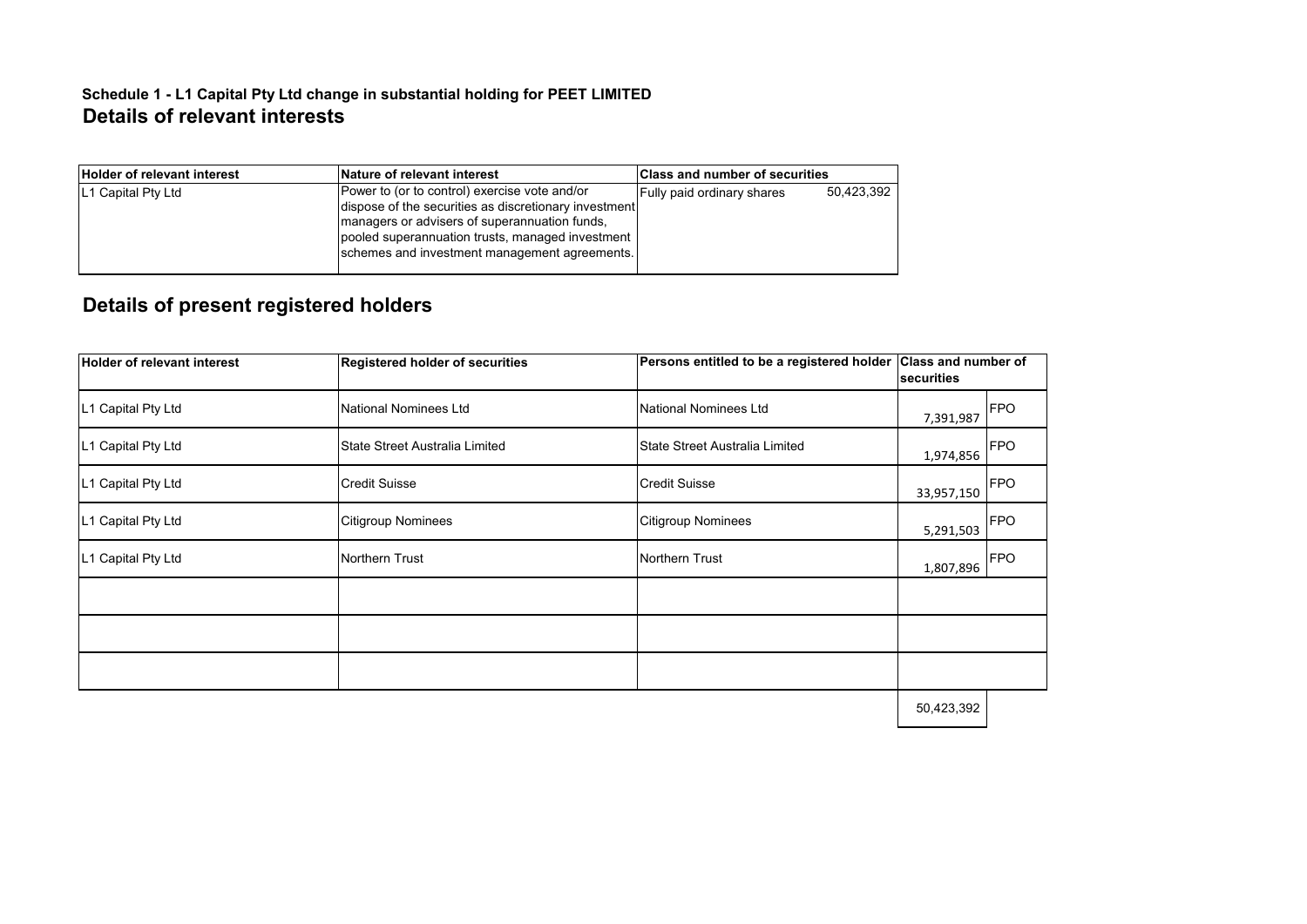**Schedule 1 - L1 Capital Pty Ltd change in substantial holding for PEET LIMITED**

## Details of relevant interests

| Holder of relevant interest | Nature of relevant interest | Class and number of securities | |
|---|---|---|---|
| L1 Capital Pty Ltd | Power to (or to control) exercise vote and/or dispose of the securities as discretionary investment managers or advisers of superannuation funds, pooled superannuation trusts, managed investment schemes and investment management agreements. | Fully paid ordinary shares | 50,423,392 |

## Details of present registered holders

| Holder of relevant interest | Registered holder of securities | Persons entitled to be a registered holder | Class and number of securities | |
|---|---|---|---|---|
| L1 Capital Pty Ltd | National Nominees Ltd | National Nominees Ltd | 7,391,987 | FPO |
| L1 Capital Pty Ltd | State Street Australia Limited | State Street Australia Limited | 1,974,856 | FPO |
| L1 Capital Pty Ltd | Credit Suisse | Credit Suisse | 33,957,150 | FPO |
| L1 Capital Pty Ltd | Citigroup Nominees | Citigroup Nominees | 5,291,503 | FPO |
| L1 Capital Pty Ltd | Northern Trust | Northern Trust | 1,807,896 | FPO |
| | | | | |
| | | | | |
| | | | | |
| | | | 50,423,392 | |